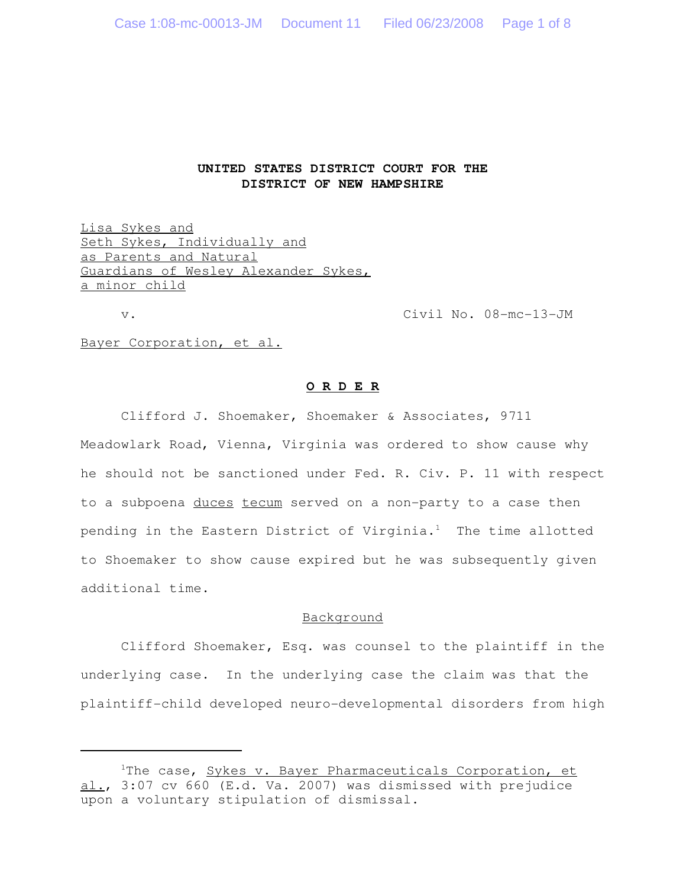**UNITED STATES DISTRICT COURT FOR THE DISTRICT OF NEW HAMPSHIRE**

Lisa Sykes and
Seth Sykes, Individually and
as Parents and Natural
Guardians of Wesley Alexander Sykes,
a minor child

v. Civil No. 08-mc-13-JM

Bayer Corporation, et al.

**O R D E R**

Clifford J. Shoemaker, Shoemaker & Associates, 9711 Meadowlark Road, Vienna, Virginia was ordered to show cause why he should not be sanctioned under Fed. R. Civ. P. 11 with respect to a subpoena duces tecum served on a non-party to a case then pending in the Eastern District of Virginia.[1] The time allotted to Shoemaker to show cause expired but he was subsequently given additional time.

Background

Clifford Shoemaker, Esq. was counsel to the plaintiff in the underlying case. In the underlying case the claim was that the plaintiff-child developed neuro-developmental disorders from high

---

[1]The case, Sykes v. Bayer Pharmaceuticals Corporation, et al., 3:07 cv 660 (E.d. Va. 2007) was dismissed with prejudice upon a voluntary stipulation of dismissal.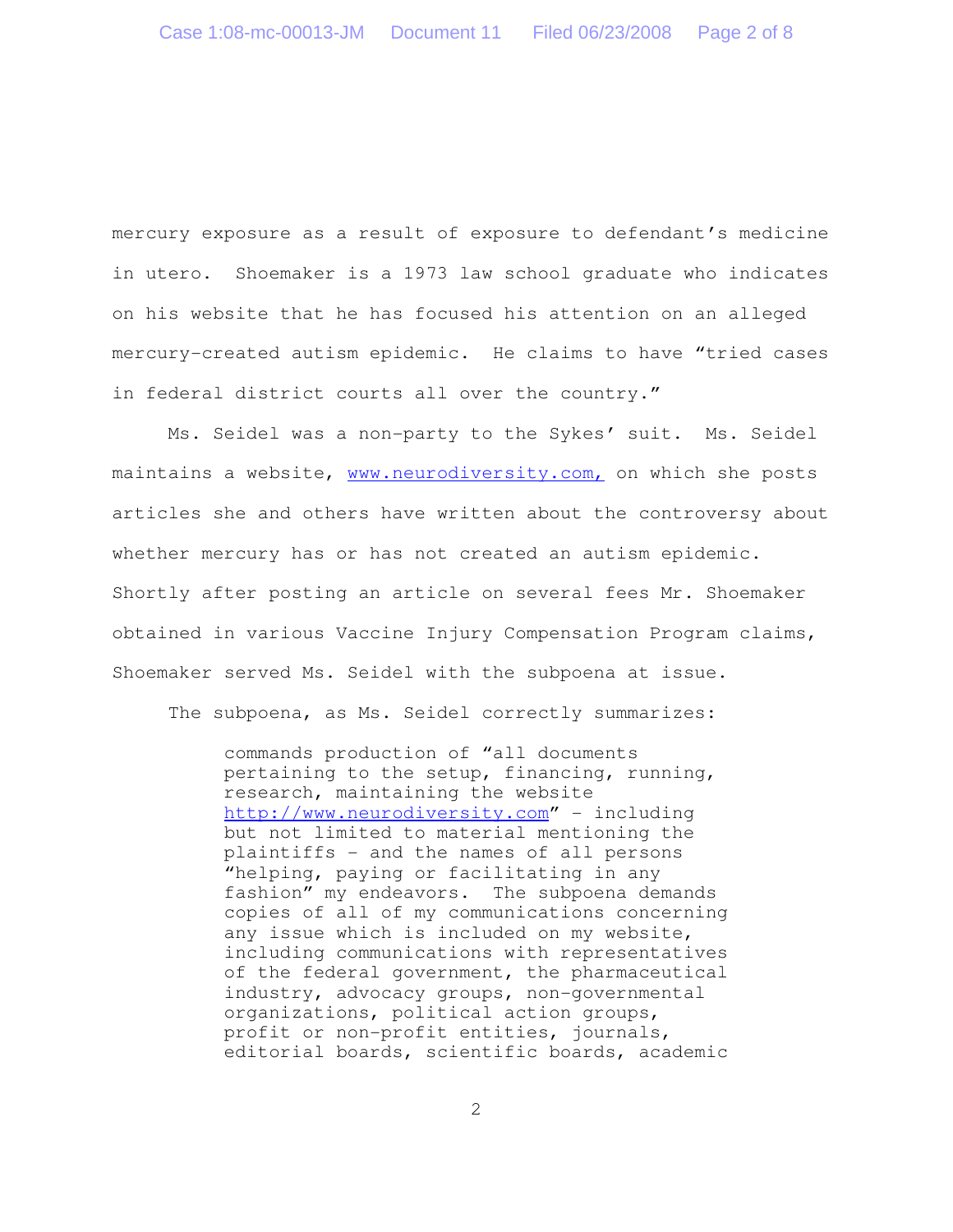mercury exposure as a result of exposure to defendant's medicine in utero. Shoemaker is a 1973 law school graduate who indicates on his website that he has focused his attention on an alleged mercury-created autism epidemic. He claims to have "tried cases in federal district courts all over the country."

Ms. Seidel was a non-party to the Sykes' suit. Ms. Seidel maintains a website, www.neurodiversity.com, on which she posts articles she and others have written about the controversy about whether mercury has or has not created an autism epidemic. Shortly after posting an article on several fees Mr. Shoemaker obtained in various Vaccine Injury Compensation Program claims, Shoemaker served Ms. Seidel with the subpoena at issue.

The subpoena, as Ms. Seidel correctly summarizes:

> commands production of "all documents pertaining to the setup, financing, running, research, maintaining the website http://www.neurodiversity.com" – including but not limited to material mentioning the plaintiffs – and the names of all persons "helping, paying or facilitating in any fashion" my endeavors. The subpoena demands copies of all of my communications concerning any issue which is included on my website, including communications with representatives of the federal government, the pharmaceutical industry, advocacy groups, non-governmental organizations, political action groups, profit or non-profit entities, journals, editorial boards, scientific boards, academic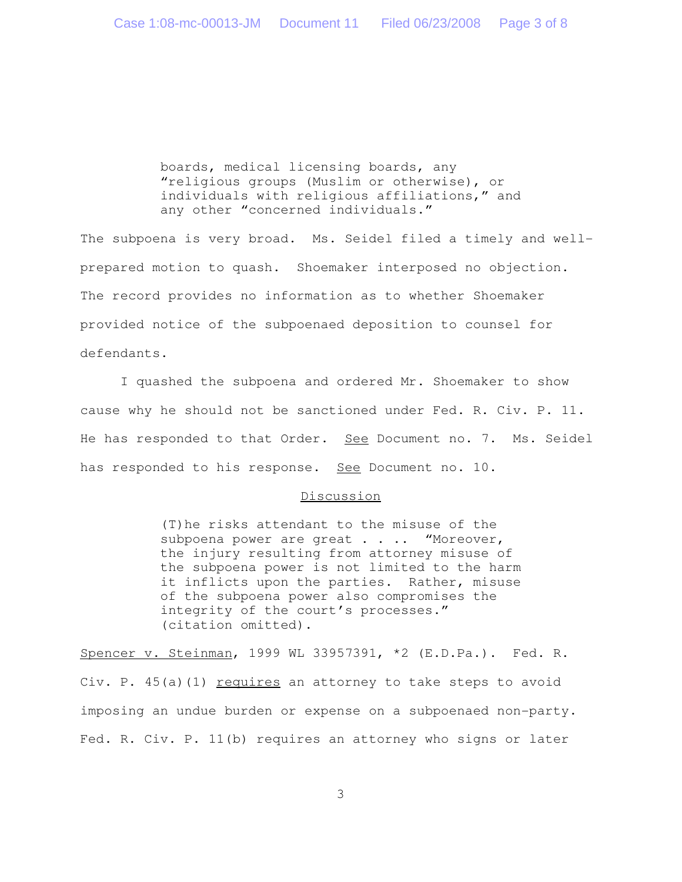> boards, medical licensing boards, any "religious groups (Muslim or otherwise), or individuals with religious affiliations," and any other "concerned individuals."

The subpoena is very broad. Ms. Seidel filed a timely and well-prepared motion to quash. Shoemaker interposed no objection. The record provides no information as to whether Shoemaker provided notice of the subpoenaed deposition to counsel for defendants.

I quashed the subpoena and ordered Mr. Shoemaker to show cause why he should not be sanctioned under Fed. R. Civ. P. 11. He has responded to that Order. See Document no. 7. Ms. Seidel has responded to his response. See Document no. 10.

## Discussion

> (T)he risks attendant to the misuse of the subpoena power are great . . .. "Moreover, the injury resulting from attorney misuse of the subpoena power is not limited to the harm it inflicts upon the parties. Rather, misuse of the subpoena power also compromises the integrity of the court's processes." (citation omitted).

Spencer v. Steinman, 1999 WL 33957391, *2 (E.D.Pa.). Fed. R. Civ. P. 45(a)(1) requires an attorney to take steps to avoid imposing an undue burden or expense on a subpoenaed non-party. Fed. R. Civ. P. 11(b) requires an attorney who signs or later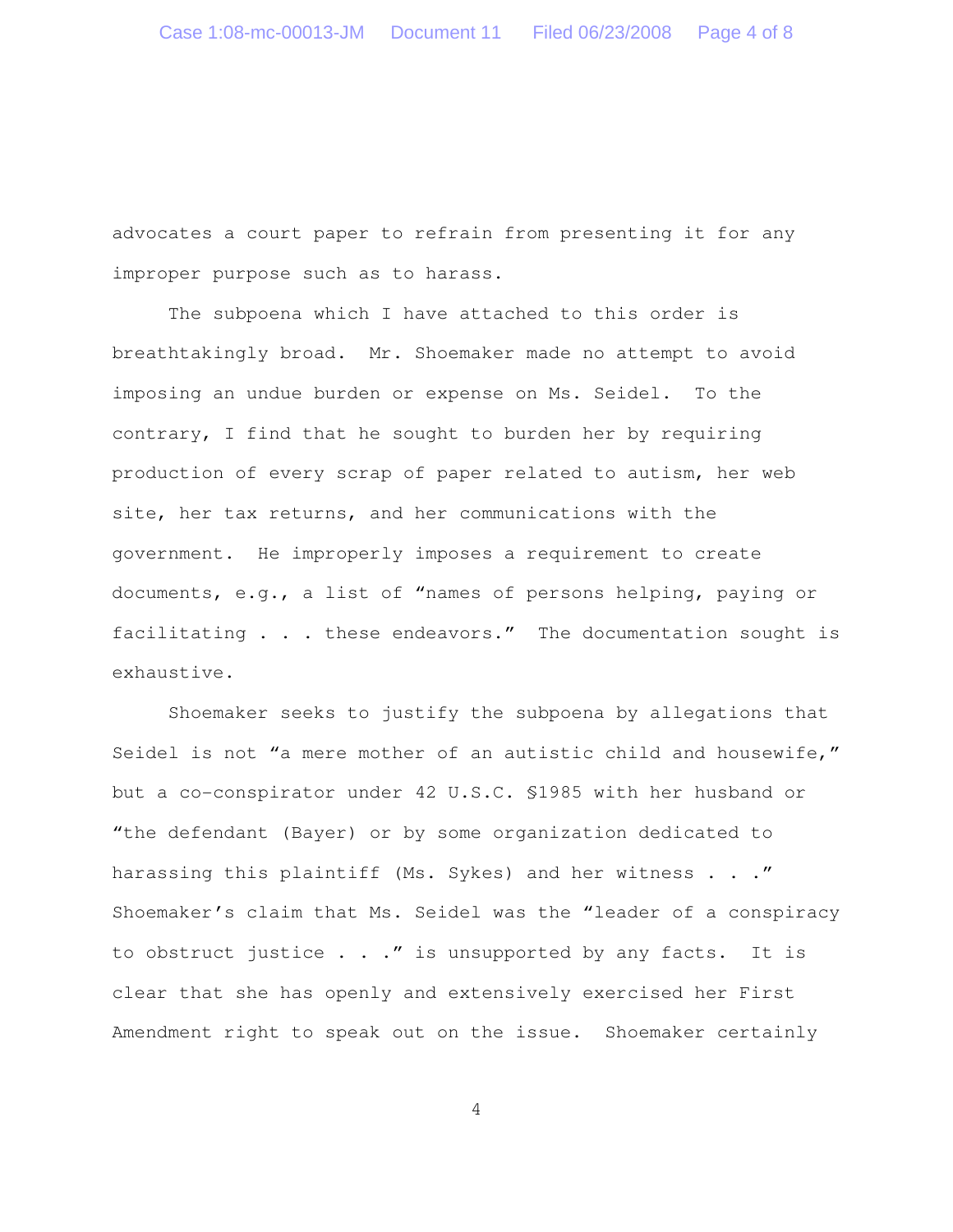advocates a court paper to refrain from presenting it for any improper purpose such as to harass.

The subpoena which I have attached to this order is breathtakingly broad. Mr. Shoemaker made no attempt to avoid imposing an undue burden or expense on Ms. Seidel. To the contrary, I find that he sought to burden her by requiring production of every scrap of paper related to autism, her web site, her tax returns, and her communications with the government. He improperly imposes a requirement to create documents, e.g., a list of "names of persons helping, paying or facilitating . . . these endeavors." The documentation sought is exhaustive.

Shoemaker seeks to justify the subpoena by allegations that Seidel is not "a mere mother of an autistic child and housewife," but a co-conspirator under 42 U.S.C. §1985 with her husband or "the defendant (Bayer) or by some organization dedicated to harassing this plaintiff (Ms. Sykes) and her witness . . ." Shoemaker's claim that Ms. Seidel was the "leader of a conspiracy to obstruct justice . . ." is unsupported by any facts. It is clear that she has openly and extensively exercised her First Amendment right to speak out on the issue. Shoemaker certainly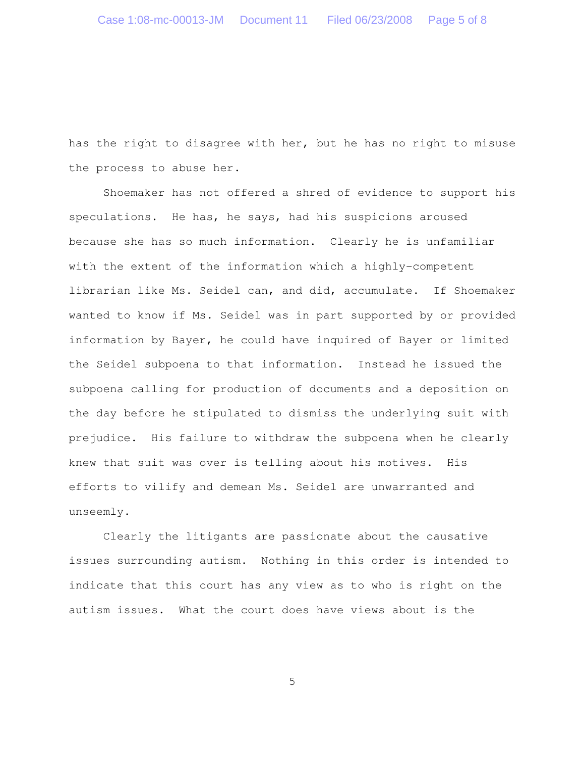has the right to disagree with her, but he has no right to misuse the process to abuse her.

Shoemaker has not offered a shred of evidence to support his speculations. He has, he says, had his suspicions aroused because she has so much information. Clearly he is unfamiliar with the extent of the information which a highly-competent librarian like Ms. Seidel can, and did, accumulate. If Shoemaker wanted to know if Ms. Seidel was in part supported by or provided information by Bayer, he could have inquired of Bayer or limited the Seidel subpoena to that information. Instead he issued the subpoena calling for production of documents and a deposition on the day before he stipulated to dismiss the underlying suit with prejudice. His failure to withdraw the subpoena when he clearly knew that suit was over is telling about his motives. His efforts to vilify and demean Ms. Seidel are unwarranted and unseemly.

Clearly the litigants are passionate about the causative issues surrounding autism. Nothing in this order is intended to indicate that this court has any view as to who is right on the autism issues. What the court does have views about is the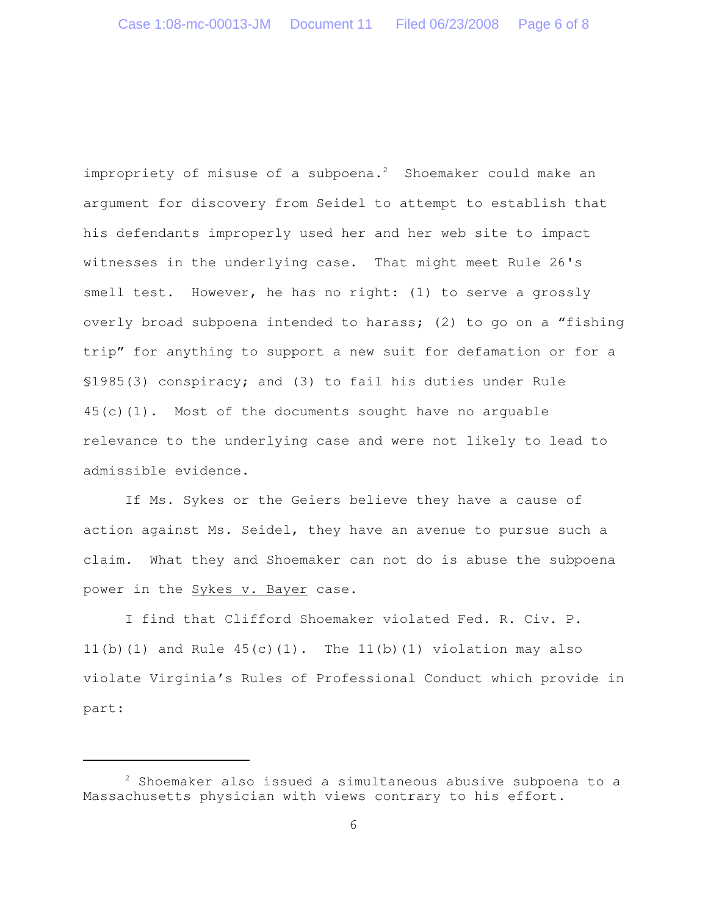impropriety of misuse of a subpoena.[2] Shoemaker could make an argument for discovery from Seidel to attempt to establish that his defendants improperly used her and her web site to impact witnesses in the underlying case. That might meet Rule 26's smell test. However, he has no right: (1) to serve a grossly overly broad subpoena intended to harass; (2) to go on a "fishing trip" for anything to support a new suit for defamation or for a §1985(3) conspiracy; and (3) to fail his duties under Rule 45(c)(1). Most of the documents sought have no arguable relevance to the underlying case and were not likely to lead to admissible evidence.

If Ms. Sykes or the Geiers believe they have a cause of action against Ms. Seidel, they have an avenue to pursue such a claim. What they and Shoemaker can not do is abuse the subpoena power in the Sykes v. Bayer case.

I find that Clifford Shoemaker violated Fed. R. Civ. P. 11(b)(1) and Rule 45(c)(1). The 11(b)(1) violation may also violate Virginia's Rules of Professional Conduct which provide in part:

---

[2] Shoemaker also issued a simultaneous abusive subpoena to a Massachusetts physician with views contrary to his effort.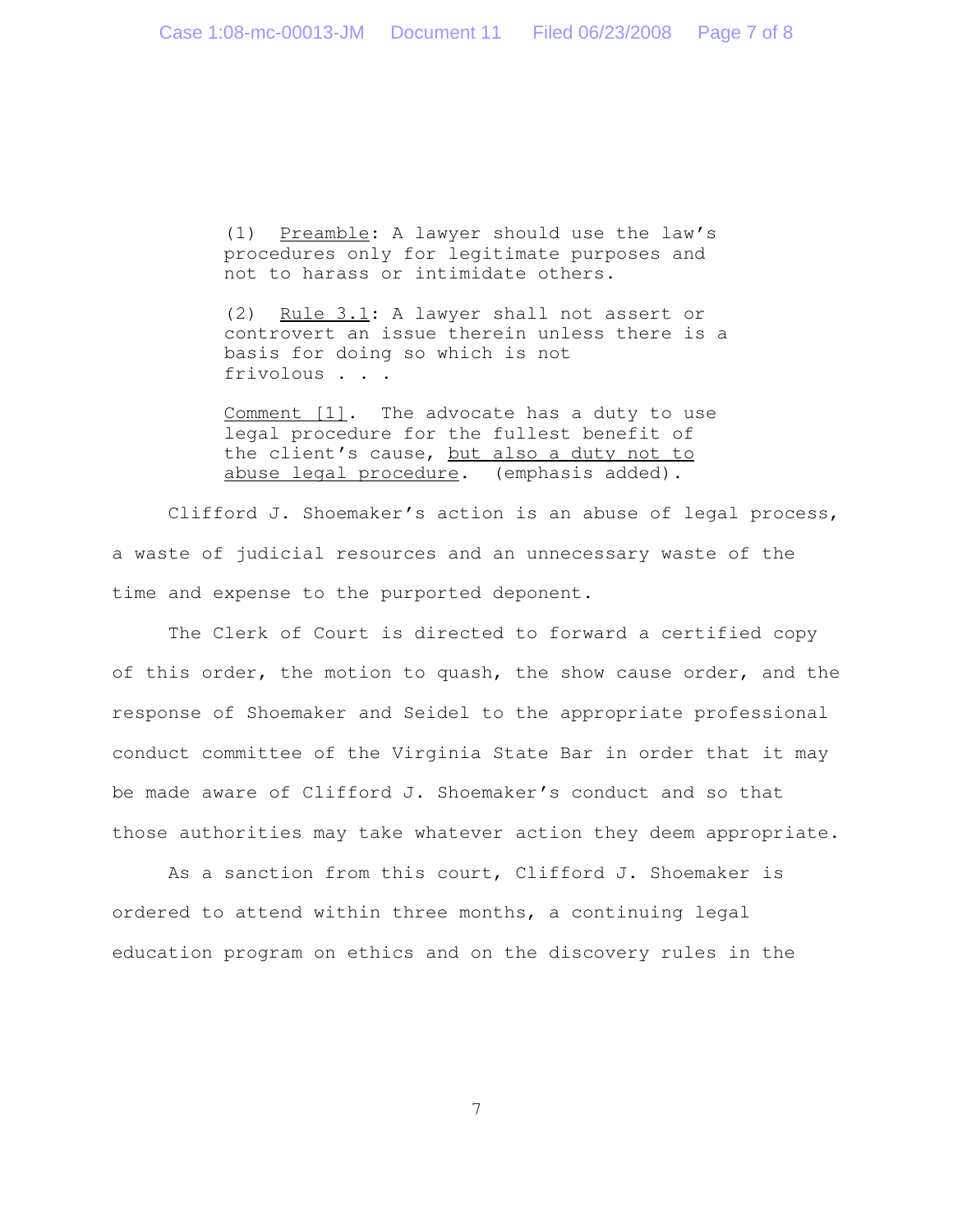> (1) Preamble: A lawyer should use the law's procedures only for legitimate purposes and not to harass or intimidate others.
>
> (2) Rule 3.1: A lawyer shall not assert or controvert an issue therein unless there is a basis for doing so which is not frivolous . . .
>
> Comment [1]. The advocate has a duty to use legal procedure for the fullest benefit of the client's cause, but also a duty not to abuse legal procedure. (emphasis added).

Clifford J. Shoemaker's action is an abuse of legal process, a waste of judicial resources and an unnecessary waste of the time and expense to the purported deponent.

The Clerk of Court is directed to forward a certified copy of this order, the motion to quash, the show cause order, and the response of Shoemaker and Seidel to the appropriate professional conduct committee of the Virginia State Bar in order that it may be made aware of Clifford J. Shoemaker's conduct and so that those authorities may take whatever action they deem appropriate.

As a sanction from this court, Clifford J. Shoemaker is ordered to attend within three months, a continuing legal education program on ethics and on the discovery rules in the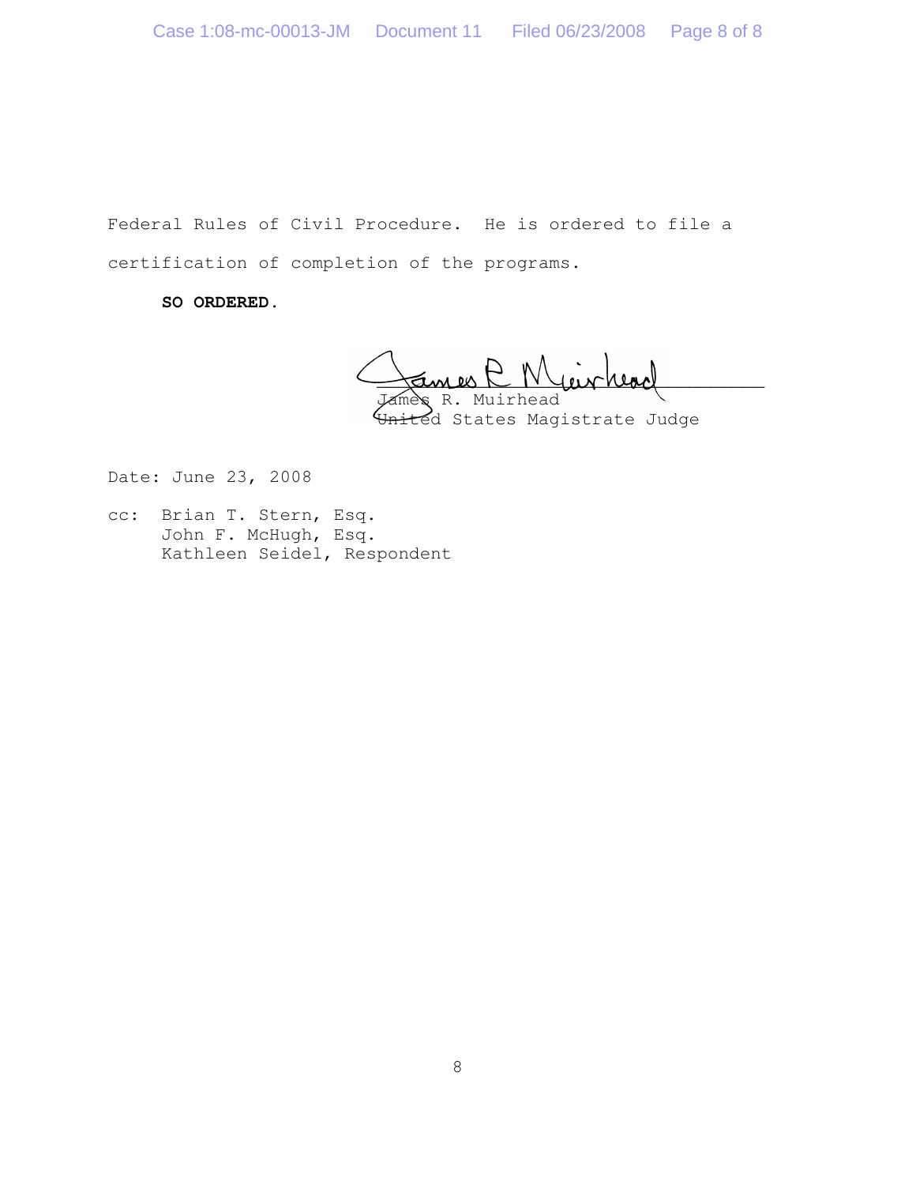Federal Rules of Civil Procedure. He is ordered to file a certification of completion of the programs.

**SO ORDERED.**

James R. Muirhead
United States Magistrate Judge

Date: June 23, 2008

cc: Brian T. Stern, Esq.
John F. McHugh, Esq.
Kathleen Seidel, Respondent